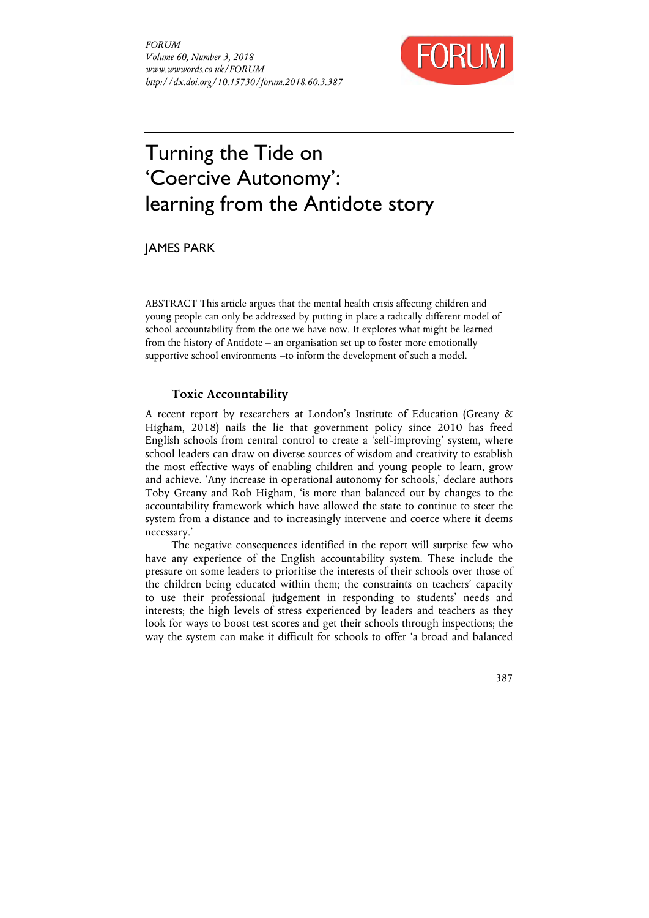# Turning the Tide on 'Coercive Autonomy': learning from the Antidote story

JAMES PARK

ABSTRACT This article argues that the mental health crisis affecting children and young people can only be addressed by putting in place a radically different model of school accountability from the one we have now. It explores what might be learned from the history of Antidote – an organisation set up to foster more emotionally supportive school environments –to inform the development of such a model.

### Toxic Accountability

A recent report by researchers at London's Institute of Education (Greany & Higham, 2018) nails the lie that government policy since 2010 has freed English schools from central control to create a 'self-improving' system, where school leaders can draw on diverse sources of wisdom and creativity to establish the most effective ways of enabling children and young people to learn, grow and achieve. 'Any increase in operational autonomy for schools,' declare authors Toby Greany and Rob Higham, 'is more than balanced out by changes to the accountability framework which have allowed the state to continue to steer the system from a distance and to increasingly intervene and coerce where it deems necessary.'

The negative consequences identified in the report will surprise few who have any experience of the English accountability system. These include the pressure on some leaders to prioritise the interests of their schools over those of the children being educated within them; the constraints on teachers' capacity to use their professional judgement in responding to students' needs and interests; the high levels of stress experienced by leaders and teachers as they look for ways to boost test scores and get their schools through inspections; the way the system can make it difficult for schools to offer 'a broad and balanced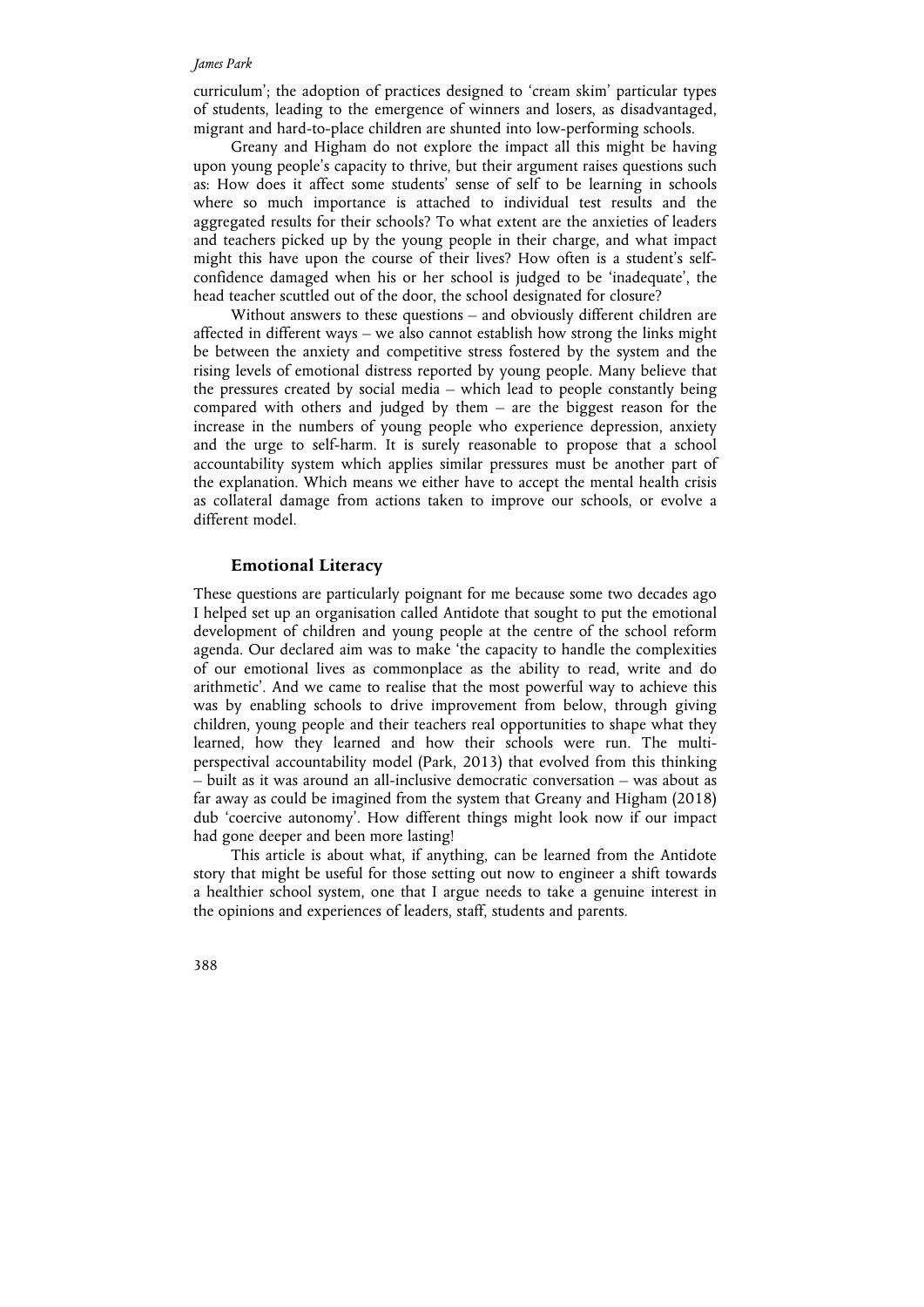curriculum'; the adoption of practices designed to 'cream skim' particular types of students, leading to the emergence of winners and losers, as disadvantaged, migrant and hard-to-place children are shunted into low-performing schools.

Greany and Higham do not explore the impact all this might be having upon young people's capacity to thrive, but their argument raises questions such as: How does it affect some students' sense of self to be learning in schools where so much importance is attached to individual test results and the aggregated results for their schools? To what extent are the anxieties of leaders and teachers picked up by the young people in their charge, and what impact might this have upon the course of their lives? How often is a student's self-confidence damaged when his or her school is judged to be 'inadequate', the head teacher scuttled out of the door, the school designated for closure?

Without answers to these questions – and obviously different children are affected in different ways – we also cannot establish how strong the links might be between the anxiety and competitive stress fostered by the system and the rising levels of emotional distress reported by young people. Many believe that the pressures created by social media – which lead to people constantly being compared with others and judged by them – are the biggest reason for the increase in the numbers of young people who experience depression, anxiety and the urge to self-harm. It is surely reasonable to propose that a school accountability system which applies similar pressures must be another part of the explanation. Which means we either have to accept the mental health crisis as collateral damage from actions taken to improve our schools, or evolve a different model.

## Emotional Literacy

These questions are particularly poignant for me because some two decades ago I helped set up an organisation called Antidote that sought to put the emotional development of children and young people at the centre of the school reform agenda. Our declared aim was to make 'the capacity to handle the complexities of our emotional lives as commonplace as the ability to read, write and do arithmetic'. And we came to realise that the most powerful way to achieve this was by enabling schools to drive improvement from below, through giving children, young people and their teachers real opportunities to shape what they learned, how they learned and how their schools were run. The multi-perspectival accountability model (Park, 2013) that evolved from this thinking – built as it was around an all-inclusive democratic conversation – was about as far away as could be imagined from the system that Greany and Higham (2018) dub 'coercive autonomy'. How different things might look now if our impact had gone deeper and been more lasting!

This article is about what, if anything, can be learned from the Antidote story that might be useful for those setting out now to engineer a shift towards a healthier school system, one that I argue needs to take a genuine interest in the opinions and experiences of leaders, staff, students and parents.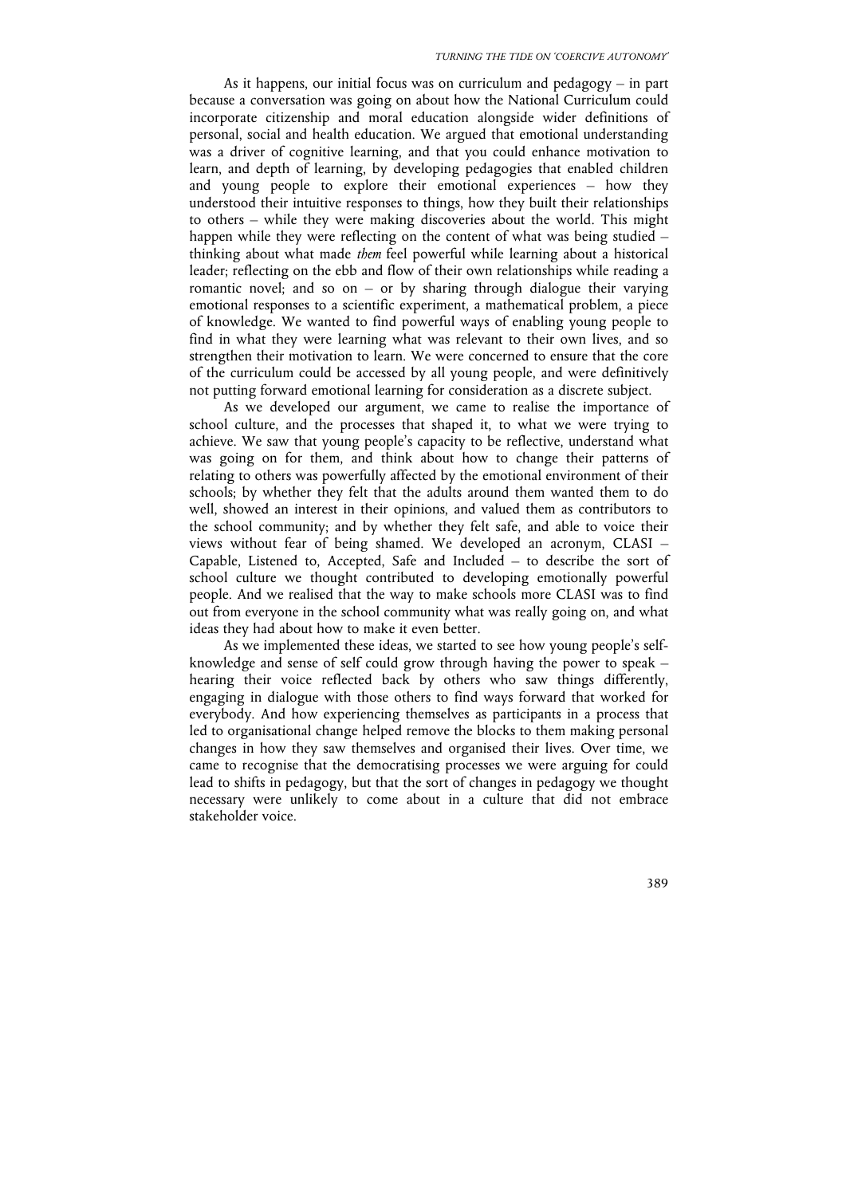As it happens, our initial focus was on curriculum and pedagogy – in part because a conversation was going on about how the National Curriculum could incorporate citizenship and moral education alongside wider definitions of personal, social and health education. We argued that emotional understanding was a driver of cognitive learning, and that you could enhance motivation to learn, and depth of learning, by developing pedagogies that enabled children and young people to explore their emotional experiences – how they understood their intuitive responses to things, how they built their relationships to others – while they were making discoveries about the world. This might happen while they were reflecting on the content of what was being studied – thinking about what made *them* feel powerful while learning about a historical leader; reflecting on the ebb and flow of their own relationships while reading a romantic novel; and so on – or by sharing through dialogue their varying emotional responses to a scientific experiment, a mathematical problem, a piece of knowledge. We wanted to find powerful ways of enabling young people to find in what they were learning what was relevant to their own lives, and so strengthen their motivation to learn. We were concerned to ensure that the core of the curriculum could be accessed by all young people, and were definitively not putting forward emotional learning for consideration as a discrete subject.

As we developed our argument, we came to realise the importance of school culture, and the processes that shaped it, to what we were trying to achieve. We saw that young people's capacity to be reflective, understand what was going on for them, and think about how to change their patterns of relating to others was powerfully affected by the emotional environment of their schools; by whether they felt that the adults around them wanted them to do well, showed an interest in their opinions, and valued them as contributors to the school community; and by whether they felt safe, and able to voice their views without fear of being shamed. We developed an acronym, CLASI – Capable, Listened to, Accepted, Safe and Included – to describe the sort of school culture we thought contributed to developing emotionally powerful people. And we realised that the way to make schools more CLASI was to find out from everyone in the school community what was really going on, and what ideas they had about how to make it even better.

As we implemented these ideas, we started to see how young people's self-knowledge and sense of self could grow through having the power to speak – hearing their voice reflected back by others who saw things differently, engaging in dialogue with those others to find ways forward that worked for everybody. And how experiencing themselves as participants in a process that led to organisational change helped remove the blocks to them making personal changes in how they saw themselves and organised their lives. Over time, we came to recognise that the democratising processes we were arguing for could lead to shifts in pedagogy, but that the sort of changes in pedagogy we thought necessary were unlikely to come about in a culture that did not embrace stakeholder voice.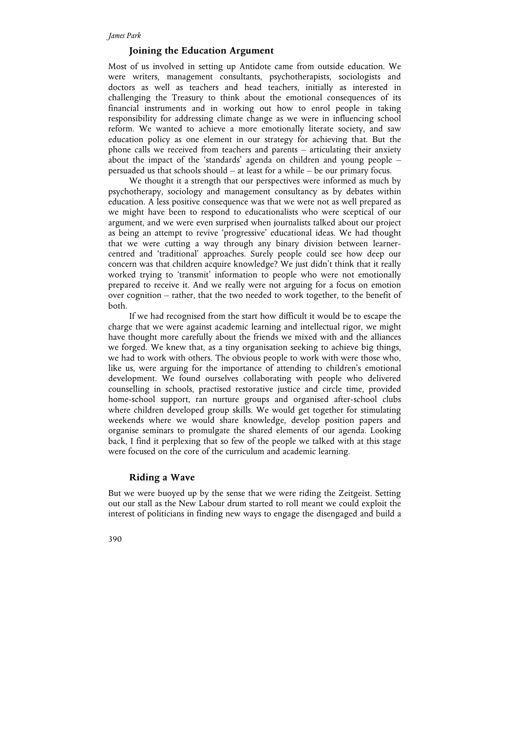## Joining the Education Argument

Most of us involved in setting up Antidote came from outside education. We were writers, management consultants, psychotherapists, sociologists and doctors as well as teachers and head teachers, initially as interested in challenging the Treasury to think about the emotional consequences of its financial instruments and in working out how to enrol people in taking responsibility for addressing climate change as we were in influencing school reform. We wanted to achieve a more emotionally literate society, and saw education policy as one element in our strategy for achieving that. But the phone calls we received from teachers and parents – articulating their anxiety about the impact of the 'standards' agenda on children and young people – persuaded us that schools should – at least for a while – be our primary focus.

We thought it a strength that our perspectives were informed as much by psychotherapy, sociology and management consultancy as by debates within education. A less positive consequence was that we were not as well prepared as we might have been to respond to educationalists who were sceptical of our argument, and we were even surprised when journalists talked about our project as being an attempt to revive 'progressive' educational ideas. We had thought that we were cutting a way through any binary division between learner-centred and 'traditional' approaches. Surely people could see how deep our concern was that children acquire knowledge? We just didn't think that it really worked trying to 'transmit' information to people who were not emotionally prepared to receive it. And we really were not arguing for a focus on emotion over cognition – rather, that the two needed to work together, to the benefit of both.

If we had recognised from the start how difficult it would be to escape the charge that we were against academic learning and intellectual rigor, we might have thought more carefully about the friends we mixed with and the alliances we forged. We knew that, as a tiny organisation seeking to achieve big things, we had to work with others. The obvious people to work with were those who, like us, were arguing for the importance of attending to children's emotional development. We found ourselves collaborating with people who delivered counselling in schools, practised restorative justice and circle time, provided home-school support, ran nurture groups and organised after-school clubs where children developed group skills. We would get together for stimulating weekends where we would share knowledge, develop position papers and organise seminars to promulgate the shared elements of our agenda. Looking back, I find it perplexing that so few of the people we talked with at this stage were focused on the core of the curriculum and academic learning.

## Riding a Wave

But we were buoyed up by the sense that we were riding the Zeitgeist. Setting out our stall as the New Labour drum started to roll meant we could exploit the interest of politicians in finding new ways to engage the disengaged and build a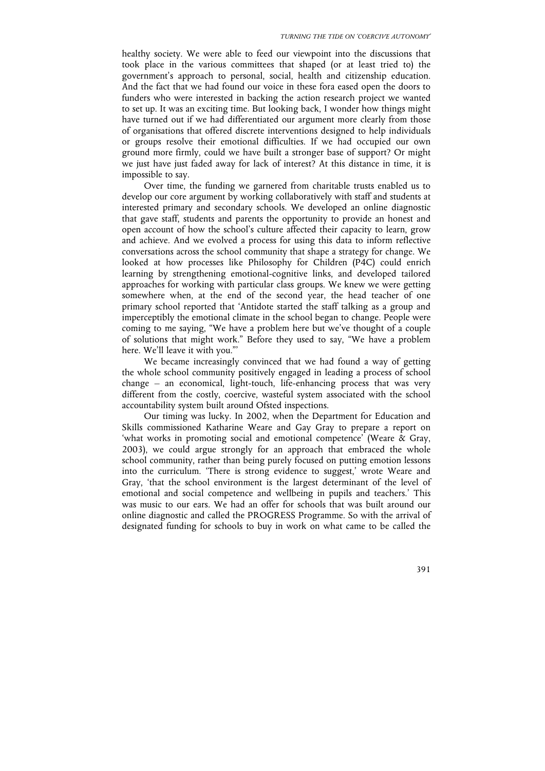healthy society. We were able to feed our viewpoint into the discussions that took place in the various committees that shaped (or at least tried to) the government's approach to personal, social, health and citizenship education. And the fact that we had found our voice in these fora eased open the doors to funders who were interested in backing the action research project we wanted to set up. It was an exciting time. But looking back, I wonder how things might have turned out if we had differentiated our argument more clearly from those of organisations that offered discrete interventions designed to help individuals or groups resolve their emotional difficulties. If we had occupied our own ground more firmly, could we have built a stronger base of support? Or might we just have just faded away for lack of interest? At this distance in time, it is impossible to say.

Over time, the funding we garnered from charitable trusts enabled us to develop our core argument by working collaboratively with staff and students at interested primary and secondary schools. We developed an online diagnostic that gave staff, students and parents the opportunity to provide an honest and open account of how the school's culture affected their capacity to learn, grow and achieve. And we evolved a process for using this data to inform reflective conversations across the school community that shape a strategy for change. We looked at how processes like Philosophy for Children (P4C) could enrich learning by strengthening emotional-cognitive links, and developed tailored approaches for working with particular class groups. We knew we were getting somewhere when, at the end of the second year, the head teacher of one primary school reported that 'Antidote started the staff talking as a group and imperceptibly the emotional climate in the school began to change. People were coming to me saying, "We have a problem here but we've thought of a couple of solutions that might work." Before they used to say, "We have a problem here. We'll leave it with you."'

We became increasingly convinced that we had found a way of getting the whole school community positively engaged in leading a process of school change – an economical, light-touch, life-enhancing process that was very different from the costly, coercive, wasteful system associated with the school accountability system built around Ofsted inspections.

Our timing was lucky. In 2002, when the Department for Education and Skills commissioned Katharine Weare and Gay Gray to prepare a report on 'what works in promoting social and emotional competence' (Weare & Gray, 2003), we could argue strongly for an approach that embraced the whole school community, rather than being purely focused on putting emotion lessons into the curriculum. 'There is strong evidence to suggest,' wrote Weare and Gray, 'that the school environment is the largest determinant of the level of emotional and social competence and wellbeing in pupils and teachers.' This was music to our ears. We had an offer for schools that was built around our online diagnostic and called the PROGRESS Programme. So with the arrival of designated funding for schools to buy in work on what came to be called the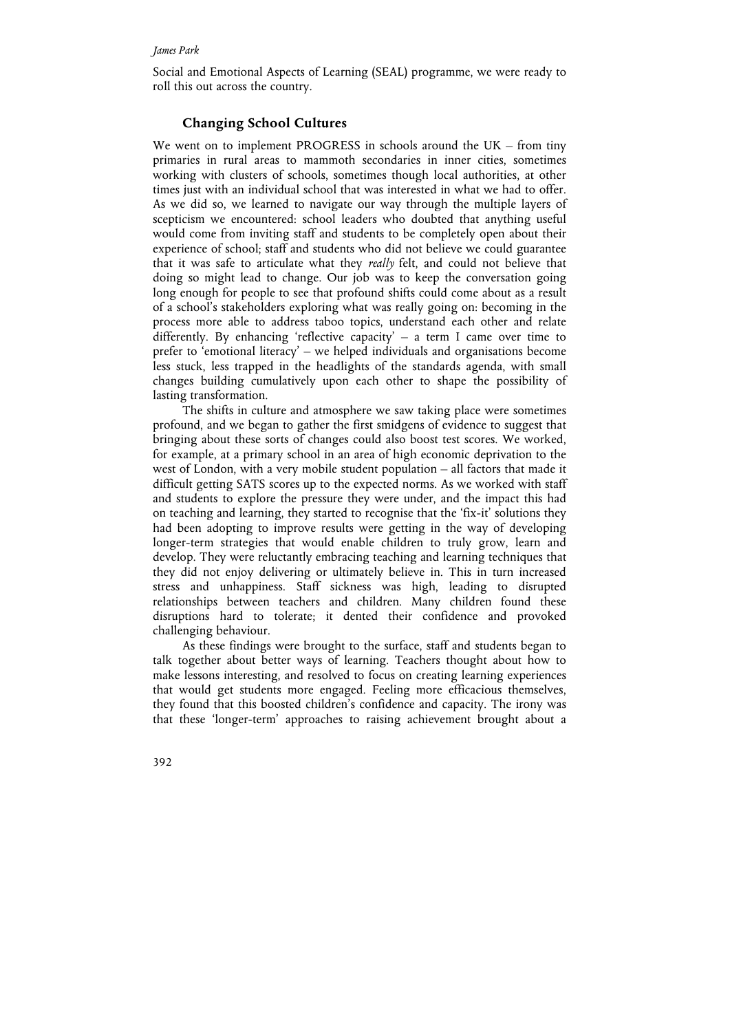Social and Emotional Aspects of Learning (SEAL) programme, we were ready to roll this out across the country.

## Changing School Cultures

We went on to implement PROGRESS in schools around the UK – from tiny primaries in rural areas to mammoth secondaries in inner cities, sometimes working with clusters of schools, sometimes though local authorities, at other times just with an individual school that was interested in what we had to offer. As we did so, we learned to navigate our way through the multiple layers of scepticism we encountered: school leaders who doubted that anything useful would come from inviting staff and students to be completely open about their experience of school; staff and students who did not believe we could guarantee that it was safe to articulate what they *really* felt, and could not believe that doing so might lead to change. Our job was to keep the conversation going long enough for people to see that profound shifts could come about as a result of a school's stakeholders exploring what was really going on: becoming in the process more able to address taboo topics, understand each other and relate differently. By enhancing 'reflective capacity' – a term I came over time to prefer to 'emotional literacy' – we helped individuals and organisations become less stuck, less trapped in the headlights of the standards agenda, with small changes building cumulatively upon each other to shape the possibility of lasting transformation.

The shifts in culture and atmosphere we saw taking place were sometimes profound, and we began to gather the first smidgens of evidence to suggest that bringing about these sorts of changes could also boost test scores. We worked, for example, at a primary school in an area of high economic deprivation to the west of London, with a very mobile student population – all factors that made it difficult getting SATS scores up to the expected norms. As we worked with staff and students to explore the pressure they were under, and the impact this had on teaching and learning, they started to recognise that the 'fix-it' solutions they had been adopting to improve results were getting in the way of developing longer-term strategies that would enable children to truly grow, learn and develop. They were reluctantly embracing teaching and learning techniques that they did not enjoy delivering or ultimately believe in. This in turn increased stress and unhappiness. Staff sickness was high, leading to disrupted relationships between teachers and children. Many children found these disruptions hard to tolerate; it dented their confidence and provoked challenging behaviour.

As these findings were brought to the surface, staff and students began to talk together about better ways of learning. Teachers thought about how to make lessons interesting, and resolved to focus on creating learning experiences that would get students more engaged. Feeling more efficacious themselves, they found that this boosted children's confidence and capacity. The irony was that these 'longer-term' approaches to raising achievement brought about a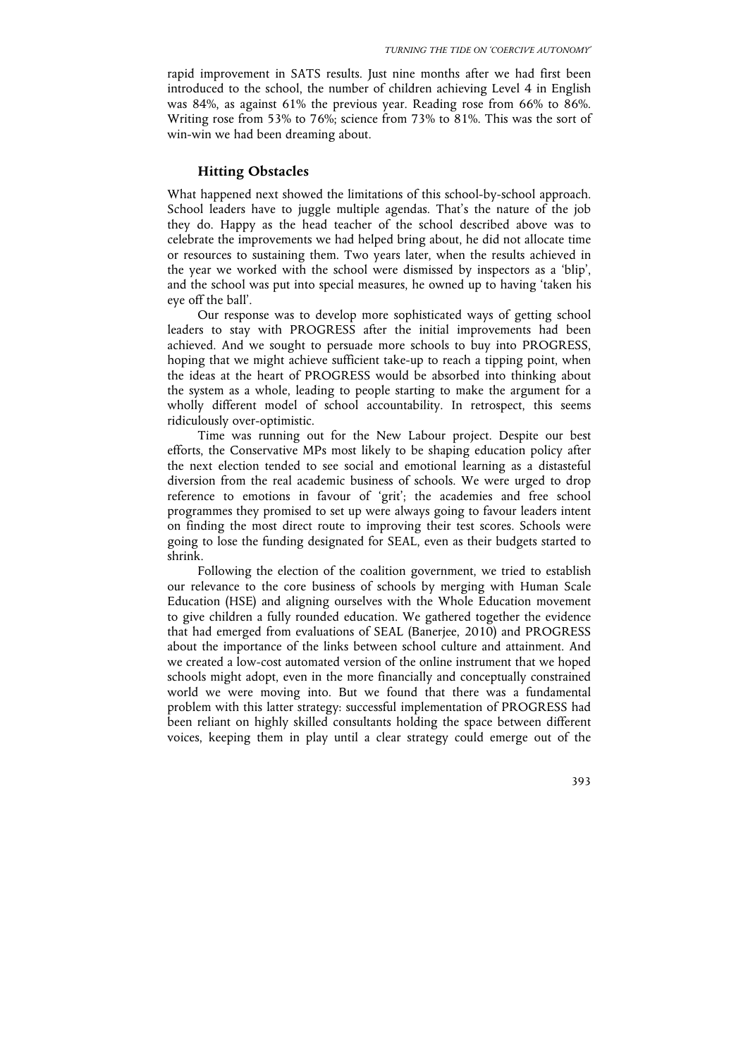rapid improvement in SATS results. Just nine months after we had first been introduced to the school, the number of children achieving Level 4 in English was 84%, as against 61% the previous year. Reading rose from 66% to 86%. Writing rose from 53% to 76%; science from 73% to 81%. This was the sort of win-win we had been dreaming about.

## Hitting Obstacles

What happened next showed the limitations of this school-by-school approach. School leaders have to juggle multiple agendas. That's the nature of the job they do. Happy as the head teacher of the school described above was to celebrate the improvements we had helped bring about, he did not allocate time or resources to sustaining them. Two years later, when the results achieved in the year we worked with the school were dismissed by inspectors as a 'blip', and the school was put into special measures, he owned up to having 'taken his eye off the ball'.

Our response was to develop more sophisticated ways of getting school leaders to stay with PROGRESS after the initial improvements had been achieved. And we sought to persuade more schools to buy into PROGRESS, hoping that we might achieve sufficient take-up to reach a tipping point, when the ideas at the heart of PROGRESS would be absorbed into thinking about the system as a whole, leading to people starting to make the argument for a wholly different model of school accountability. In retrospect, this seems ridiculously over-optimistic.

Time was running out for the New Labour project. Despite our best efforts, the Conservative MPs most likely to be shaping education policy after the next election tended to see social and emotional learning as a distasteful diversion from the real academic business of schools. We were urged to drop reference to emotions in favour of 'grit'; the academies and free school programmes they promised to set up were always going to favour leaders intent on finding the most direct route to improving their test scores. Schools were going to lose the funding designated for SEAL, even as their budgets started to shrink.

Following the election of the coalition government, we tried to establish our relevance to the core business of schools by merging with Human Scale Education (HSE) and aligning ourselves with the Whole Education movement to give children a fully rounded education. We gathered together the evidence that had emerged from evaluations of SEAL (Banerjee, 2010) and PROGRESS about the importance of the links between school culture and attainment. And we created a low-cost automated version of the online instrument that we hoped schools might adopt, even in the more financially and conceptually constrained world we were moving into. But we found that there was a fundamental problem with this latter strategy: successful implementation of PROGRESS had been reliant on highly skilled consultants holding the space between different voices, keeping them in play until a clear strategy could emerge out of the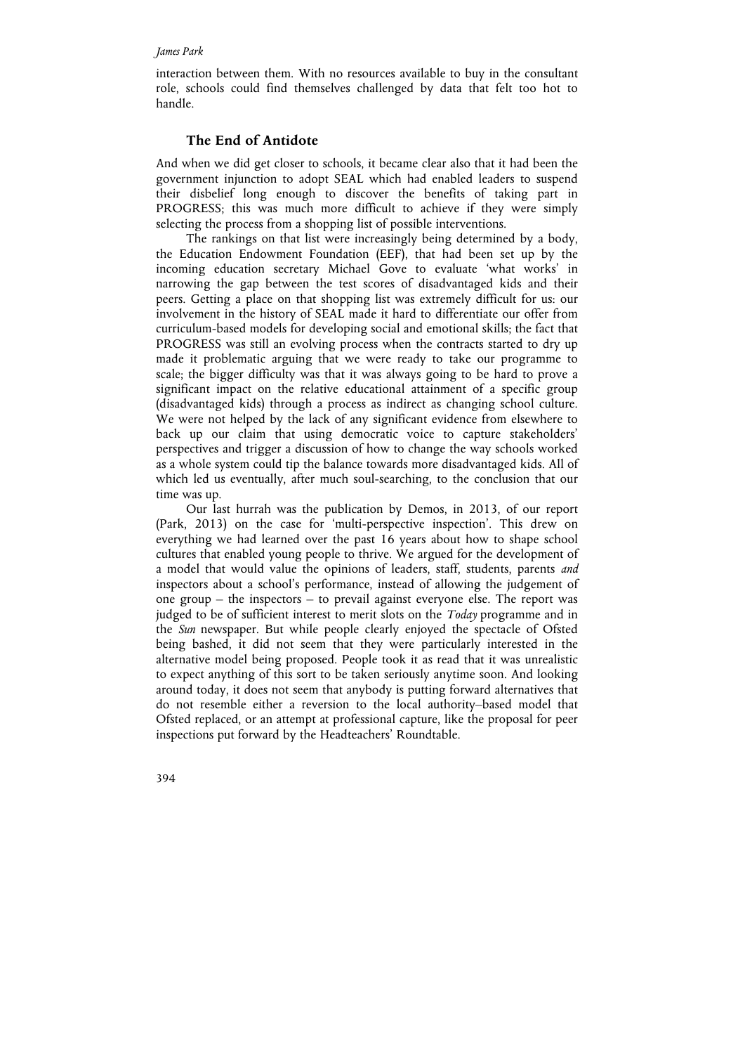interaction between them. With no resources available to buy in the consultant role, schools could find themselves challenged by data that felt too hot to handle.

## The End of Antidote

And when we did get closer to schools, it became clear also that it had been the government injunction to adopt SEAL which had enabled leaders to suspend their disbelief long enough to discover the benefits of taking part in PROGRESS; this was much more difficult to achieve if they were simply selecting the process from a shopping list of possible interventions.

The rankings on that list were increasingly being determined by a body, the Education Endowment Foundation (EEF), that had been set up by the incoming education secretary Michael Gove to evaluate 'what works' in narrowing the gap between the test scores of disadvantaged kids and their peers. Getting a place on that shopping list was extremely difficult for us: our involvement in the history of SEAL made it hard to differentiate our offer from curriculum-based models for developing social and emotional skills; the fact that PROGRESS was still an evolving process when the contracts started to dry up made it problematic arguing that we were ready to take our programme to scale; the bigger difficulty was that it was always going to be hard to prove a significant impact on the relative educational attainment of a specific group (disadvantaged kids) through a process as indirect as changing school culture. We were not helped by the lack of any significant evidence from elsewhere to back up our claim that using democratic voice to capture stakeholders' perspectives and trigger a discussion of how to change the way schools worked as a whole system could tip the balance towards more disadvantaged kids. All of which led us eventually, after much soul-searching, to the conclusion that our time was up.

Our last hurrah was the publication by Demos, in 2013, of our report (Park, 2013) on the case for 'multi-perspective inspection'. This drew on everything we had learned over the past 16 years about how to shape school cultures that enabled young people to thrive. We argued for the development of a model that would value the opinions of leaders, staff, students, parents *and* inspectors about a school's performance, instead of allowing the judgement of one group – the inspectors – to prevail against everyone else. The report was judged to be of sufficient interest to merit slots on the *Today* programme and in the *Sun* newspaper. But while people clearly enjoyed the spectacle of Ofsted being bashed, it did not seem that they were particularly interested in the alternative model being proposed. People took it as read that it was unrealistic to expect anything of this sort to be taken seriously anytime soon. And looking around today, it does not seem that anybody is putting forward alternatives that do not resemble either a reversion to the local authority–based model that Ofsted replaced, or an attempt at professional capture, like the proposal for peer inspections put forward by the Headteachers' Roundtable.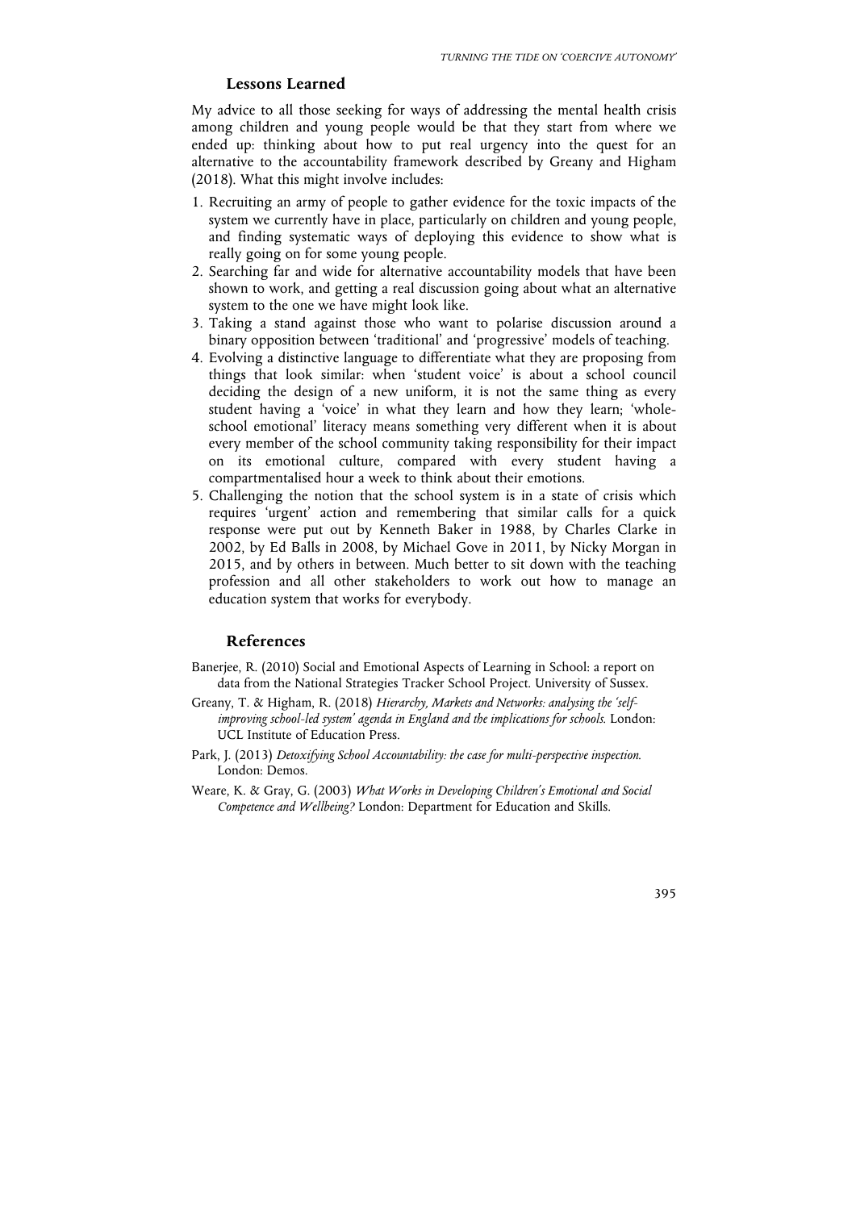## Lessons Learned

My advice to all those seeking for ways of addressing the mental health crisis among children and young people would be that they start from where we ended up: thinking about how to put real urgency into the quest for an alternative to the accountability framework described by Greany and Higham (2018). What this might involve includes:

1. Recruiting an army of people to gather evidence for the toxic impacts of the system we currently have in place, particularly on children and young people, and finding systematic ways of deploying this evidence to show what is really going on for some young people.
2. Searching far and wide for alternative accountability models that have been shown to work, and getting a real discussion going about what an alternative system to the one we have might look like.
3. Taking a stand against those who want to polarise discussion around a binary opposition between 'traditional' and 'progressive' models of teaching.
4. Evolving a distinctive language to differentiate what they are proposing from things that look similar: when 'student voice' is about a school council deciding the design of a new uniform, it is not the same thing as every student having a 'voice' in what they learn and how they learn; 'whole-school emotional' literacy means something very different when it is about every member of the school community taking responsibility for their impact on its emotional culture, compared with every student having a compartmentalised hour a week to think about their emotions.
5. Challenging the notion that the school system is in a state of crisis which requires 'urgent' action and remembering that similar calls for a quick response were put out by Kenneth Baker in 1988, by Charles Clarke in 2002, by Ed Balls in 2008, by Michael Gove in 2011, by Nicky Morgan in 2015, and by others in between. Much better to sit down with the teaching profession and all other stakeholders to work out how to manage an education system that works for everybody.

## References

Banerjee, R. (2010) Social and Emotional Aspects of Learning in School: a report on data from the National Strategies Tracker School Project. University of Sussex.

Greany, T. & Higham, R. (2018) *Hierarchy, Markets and Networks: analysing the 'self-improving school-led system' agenda in England and the implications for schools.* London: UCL Institute of Education Press.

Park, J. (2013) *Detoxifying School Accountability: the case for multi-perspective inspection.* London: Demos.

Weare, K. & Gray, G. (2003) *What Works in Developing Children's Emotional and Social Competence and Wellbeing?* London: Department for Education and Skills.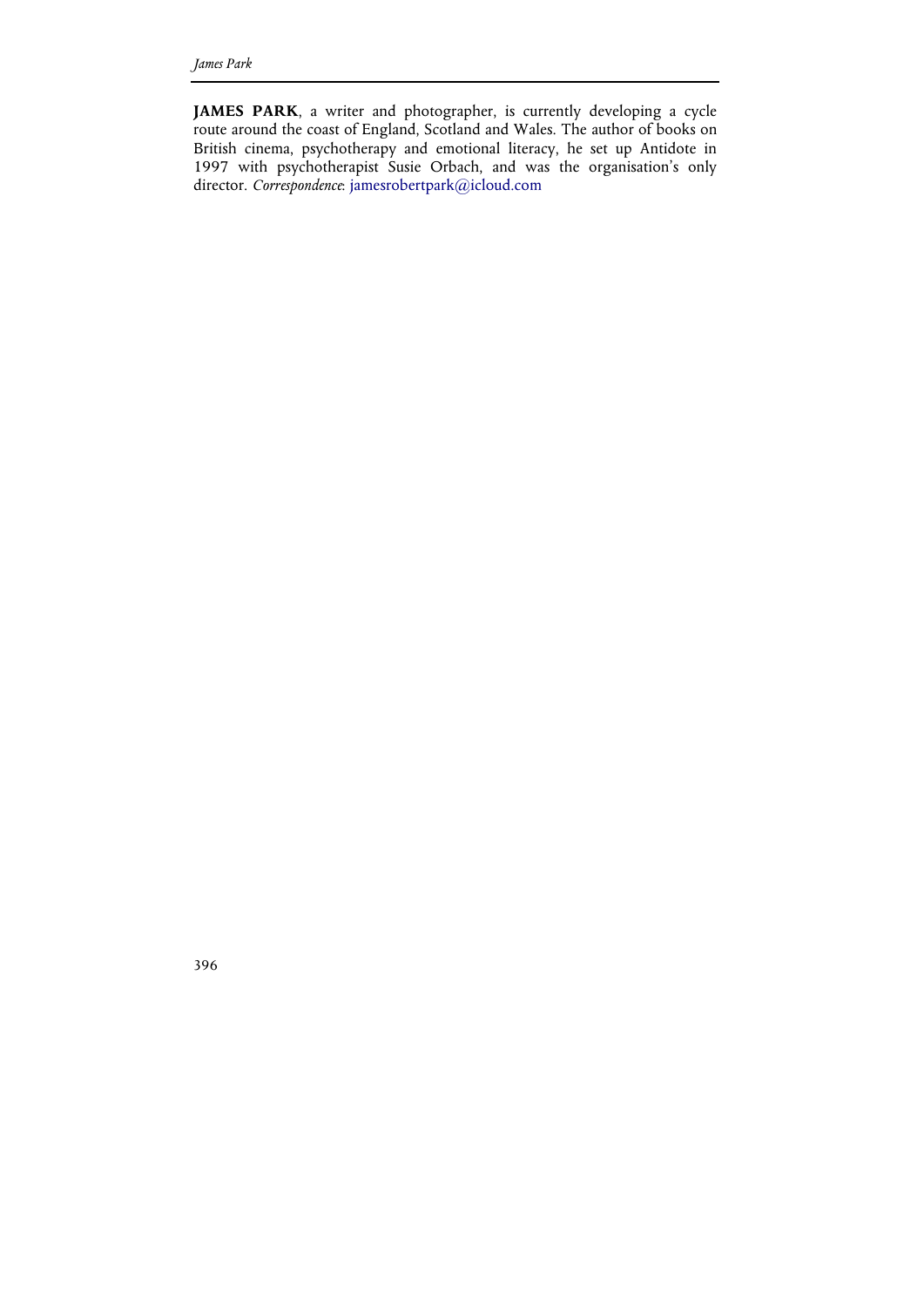**JAMES PARK**, a writer and photographer, is currently developing a cycle route around the coast of England, Scotland and Wales. The author of books on British cinema, psychotherapy and emotional literacy, he set up Antidote in 1997 with psychotherapist Susie Orbach, and was the organisation's only director. *Correspondence*: jamesrobertpark@icloud.com